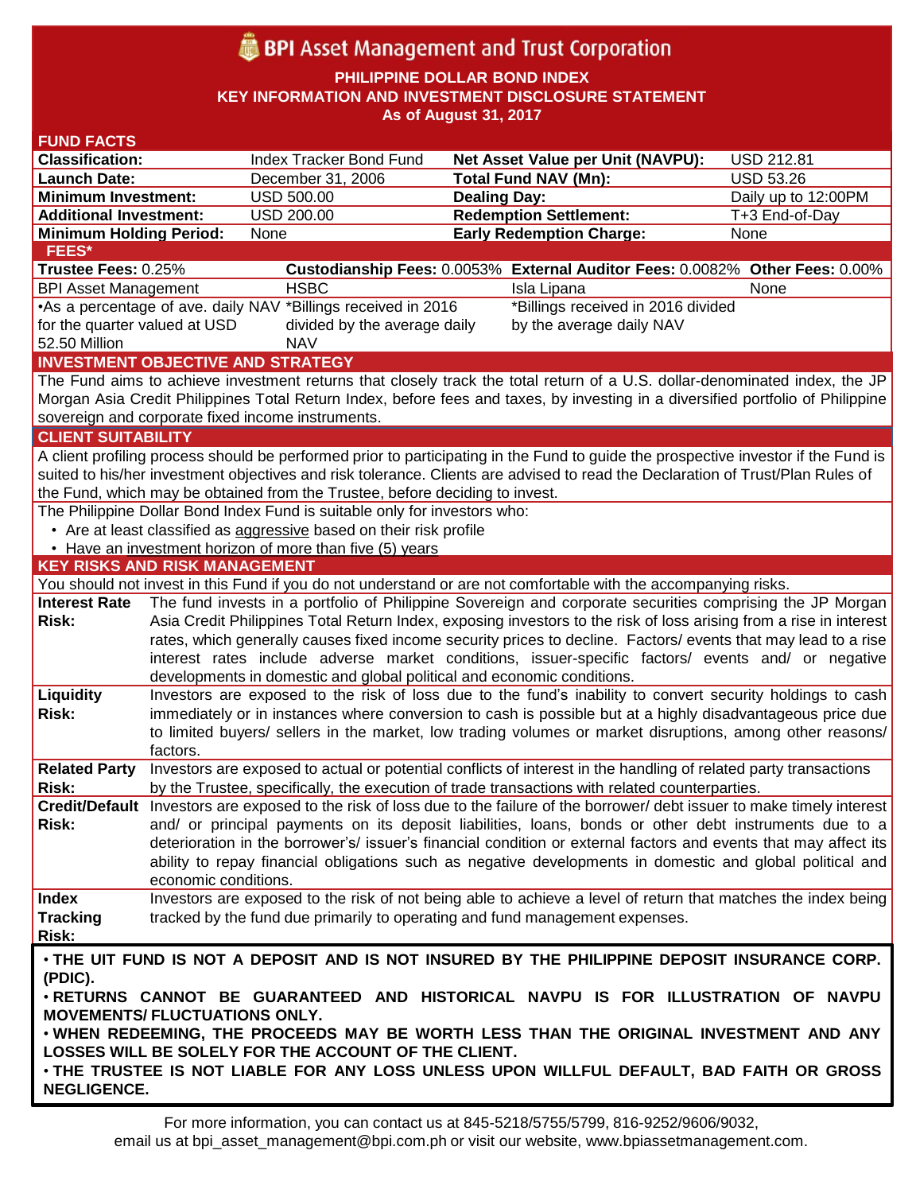# BPI Asset Management and Trust Corporation

**PHILIPPINE DOLLAR BOND INDEX**
**KEY INFORMATION AND INVESTMENT DISCLOSURE STATEMENT**
**As of August 31, 2017**

## FUND FACTS

| | | | |
|---|---|---|---|
| **Classification:** | Index Tracker Bond Fund | **Net Asset Value per Unit (NAVPU):** | USD 212.81 |
| **Launch Date:** | December 31, 2006 | **Total Fund NAV (Mn):** | USD 53.26 |
| **Minimum Investment:** | USD 500.00 | **Dealing Day:** | Daily up to 12:00PM |
| **Additional Investment:** | USD 200.00 | **Redemption Settlement:** | T+3 End-of-Day |
| **Minimum Holding Period:** | None | **Early Redemption Charge:** | None |

## FEES*

| **Trustee Fees:** 0.25% | **Custodianship Fees:** 0.0053% | **External Auditor Fees:** 0.0082% | **Other Fees:** 0.00% |
|---|---|---|---|
| BPI Asset Management | HSBC | Isla Lipana | None |
| •As a percentage of ave. daily NAV for the quarter valued at USD 52.50 Million | *Billings received in 2016 divided by the average daily NAV | *Billings received in 2016 divided by the average daily NAV | |

## INVESTMENT OBJECTIVE AND STRATEGY

The Fund aims to achieve investment returns that closely track the total return of a U.S. dollar-denominated index, the JP Morgan Asia Credit Philippines Total Return Index, before fees and taxes, by investing in a diversified portfolio of Philippine sovereign and corporate fixed income instruments.

## CLIENT SUITABILITY

A client profiling process should be performed prior to participating in the Fund to guide the prospective investor if the Fund is suited to his/her investment objectives and risk tolerance. Clients are advised to read the Declaration of Trust/Plan Rules of the Fund, which may be obtained from the Trustee, before deciding to invest.

The Philippine Dollar Bond Index Fund is suitable only for investors who:

- Are at least classified as aggressive based on their risk profile
- Have an investment horizon of more than five (5) years

## KEY RISKS AND RISK MANAGEMENT

You should not invest in this Fund if you do not understand or are not comfortable with the accompanying risks.

| | |
|---|---|
| **Interest Rate Risk:** | The fund invests in a portfolio of Philippine Sovereign and corporate securities comprising the JP Morgan Asia Credit Philippines Total Return Index, exposing investors to the risk of loss arising from a rise in interest rates, which generally causes fixed income security prices to decline. Factors/ events that may lead to a rise interest rates include adverse market conditions, issuer-specific factors/ events and/ or negative developments in domestic and global political and economic conditions. |
| **Liquidity Risk:** | Investors are exposed to the risk of loss due to the fund's inability to convert security holdings to cash immediately or in instances where conversion to cash is possible but at a highly disadvantageous price due to limited buyers/ sellers in the market, low trading volumes or market disruptions, among other reasons/ factors. |
| **Related Party Risk:** | Investors are exposed to actual or potential conflicts of interest in the handling of related party transactions by the Trustee, specifically, the execution of trade transactions with related counterparties. |
| **Credit/Default Risk:** | Investors are exposed to the risk of loss due to the failure of the borrower/ debt issuer to make timely interest and/ or principal payments on its deposit liabilities, loans, bonds or other debt instruments due to a deterioration in the borrower's/ issuer's financial condition or external factors and events that may affect its ability to repay financial obligations such as negative developments in domestic and global political and economic conditions. |
| **Index Tracking Risk:** | Investors are exposed to the risk of not being able to achieve a level of return that matches the index being tracked by the fund due primarily to operating and fund management expenses. |

**• THE UIT FUND IS NOT A DEPOSIT AND IS NOT INSURED BY THE PHILIPPINE DEPOSIT INSURANCE CORP. (PDIC).**
**• RETURNS CANNOT BE GUARANTEED AND HISTORICAL NAVPU IS FOR ILLUSTRATION OF NAVPU MOVEMENTS/ FLUCTUATIONS ONLY.**
**• WHEN REDEEMING, THE PROCEEDS MAY BE WORTH LESS THAN THE ORIGINAL INVESTMENT AND ANY LOSSES WILL BE SOLELY FOR THE ACCOUNT OF THE CLIENT.**
**• THE TRUSTEE IS NOT LIABLE FOR ANY LOSS UNLESS UPON WILLFUL DEFAULT, BAD FAITH OR GROSS NEGLIGENCE.**

For more information, you can contact us at 845-5218/5755/5799, 816-9252/9606/9032, email us at bpi_asset_management@bpi.com.ph or visit our website, www.bpiassetmanagement.com.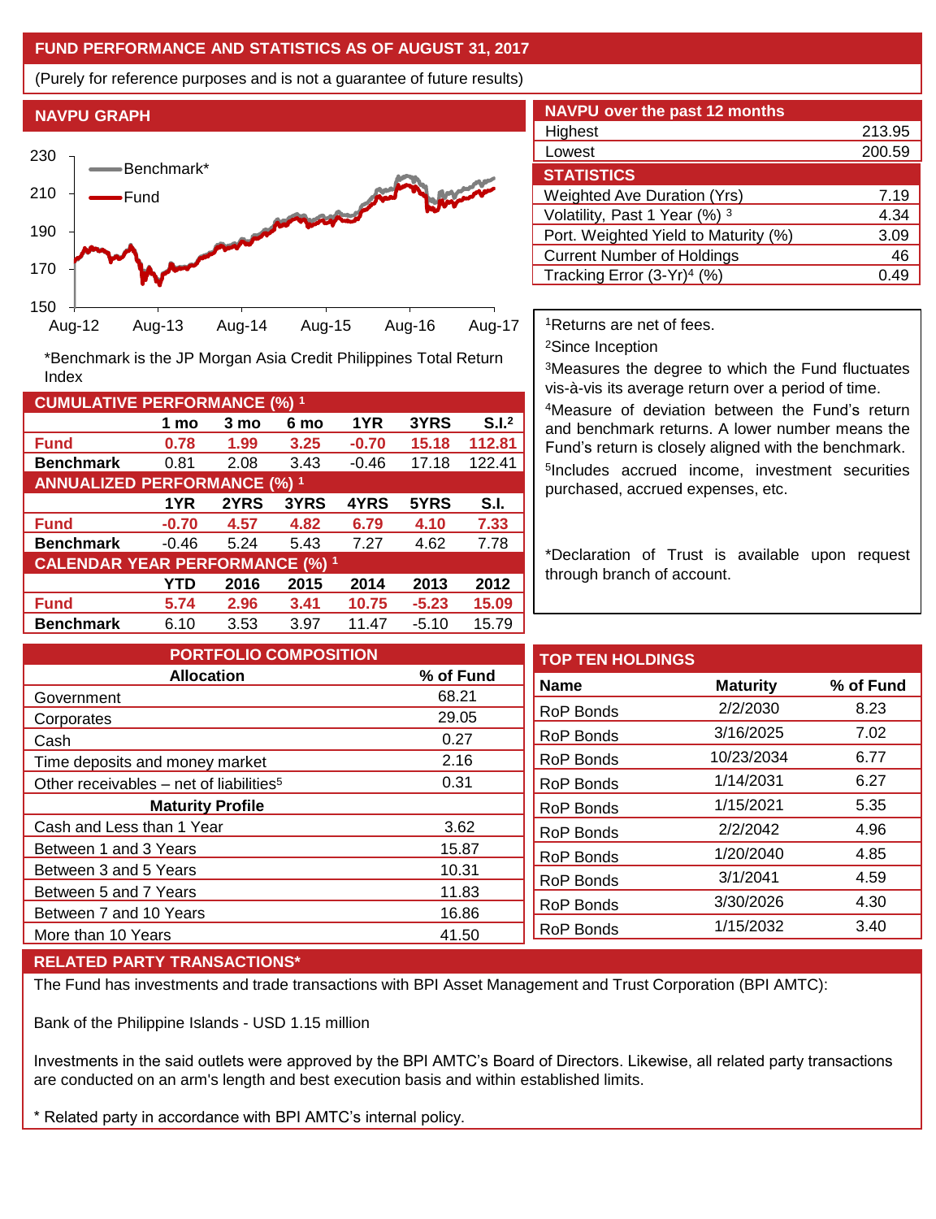## FUND PERFORMANCE AND STATISTICS AS OF AUGUST 31, 2017

(Purely for reference purposes and is not a guarantee of future results)

### NAVPU GRAPH

*Benchmark is the JP Morgan Asia Credit Philippines Total Return Index

| NAVPU over the past 12 months | |
|---|---|
| Highest | 213.95 |
| Lowest | 200.59 |

| STATISTICS | |
|---|---|
| Weighted Ave Duration (Yrs) | 7.19 |
| Volatility, Past 1 Year (%) [3] | 4.34 |
| Port. Weighted Yield to Maturity (%) | 3.09 |
| Current Number of Holdings | 46 |
| Tracking Error (3-Yr)[4] (%) | 0.49 |

| CUMULATIVE PERFORMANCE (%) [1] | 1 mo | 3 mo | 6 mo | 1YR | 3YRS | S.I.[2] |
|---|---|---|---|---|---|---|
| **Fund** | **0.78** | **1.99** | **3.25** | **-0.70** | **15.18** | **112.81** |
| **Benchmark** | 0.81 | 2.08 | 3.43 | -0.46 | 17.18 | 122.41 |

| ANNUALIZED PERFORMANCE (%) [1] | 1YR | 2YRS | 3YRS | 4YRS | 5YRS | S.I. |
|---|---|---|---|---|---|---|
| **Fund** | **-0.70** | **4.57** | **4.82** | **6.79** | **4.10** | **7.33** |
| **Benchmark** | -0.46 | 5.24 | 5.43 | 7.27 | 4.62 | 7.78 |

| CALENDAR YEAR PERFORMANCE (%) [1] | YTD | 2016 | 2015 | 2014 | 2013 | 2012 |
|---|---|---|---|---|---|---|
| **Fund** | **5.74** | **2.96** | **3.41** | **10.75** | **-5.23** | **15.09** |
| **Benchmark** | 6.10 | 3.53 | 3.97 | 11.47 | -5.10 | 15.79 |

[1]Returns are net of fees.

[2]Since Inception

[3]Measures the degree to which the Fund fluctuates vis-à-vis its average return over a period of time.

[4]Measure of deviation between the Fund's return and benchmark returns. A lower number means the Fund's return is closely aligned with the benchmark.

[5]Includes accrued income, investment securities purchased, accrued expenses, etc.

*Declaration of Trust is available upon request through branch of account.

### PORTFOLIO COMPOSITION

| Allocation | % of Fund |
|---|---|
| Government | 68.21 |
| Corporates | 29.05 |
| Cash | 0.27 |
| Time deposits and money market | 2.16 |
| Other receivables – net of liabilities[5] | 0.31 |
| **Maturity Profile** | |
| Cash and Less than 1 Year | 3.62 |
| Between 1 and 3 Years | 15.87 |
| Between 3 and 5 Years | 10.31 |
| Between 5 and 7 Years | 11.83 |
| Between 7 and 10 Years | 16.86 |
| More than 10 Years | 41.50 |

### TOP TEN HOLDINGS

| Name | Maturity | % of Fund |
|---|---|---|
| RoP Bonds | 2/2/2030 | 8.23 |
| RoP Bonds | 3/16/2025 | 7.02 |
| RoP Bonds | 10/23/2034 | 6.77 |
| RoP Bonds | 1/14/2031 | 6.27 |
| RoP Bonds | 1/15/2021 | 5.35 |
| RoP Bonds | 2/2/2042 | 4.96 |
| RoP Bonds | 1/20/2040 | 4.85 |
| RoP Bonds | 3/1/2041 | 4.59 |
| RoP Bonds | 3/30/2026 | 4.30 |
| RoP Bonds | 1/15/2032 | 3.40 |

### RELATED PARTY TRANSACTIONS*

The Fund has investments and trade transactions with BPI Asset Management and Trust Corporation (BPI AMTC):

Bank of the Philippine Islands - USD 1.15 million

Investments in the said outlets were approved by the BPI AMTC's Board of Directors. Likewise, all related party transactions are conducted on an arm's length and best execution basis and within established limits.

* Related party in accordance with BPI AMTC's internal policy.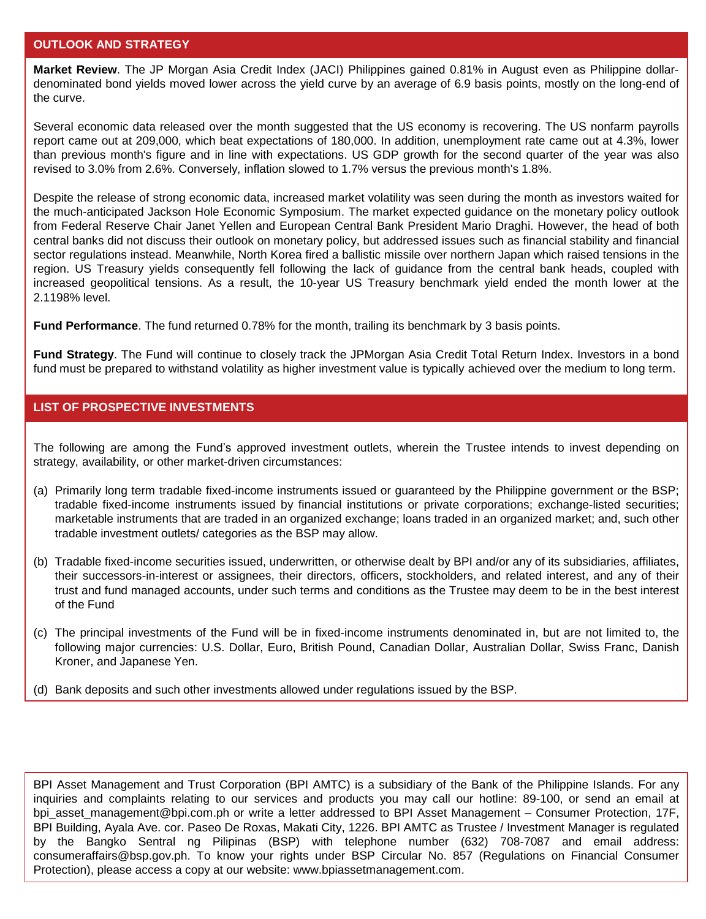## OUTLOOK AND STRATEGY

**Market Review**. The JP Morgan Asia Credit Index (JACI) Philippines gained 0.81% in August even as Philippine dollar-denominated bond yields moved lower across the yield curve by an average of 6.9 basis points, mostly on the long-end of the curve.

Several economic data released over the month suggested that the US economy is recovering. The US nonfarm payrolls report came out at 209,000, which beat expectations of 180,000. In addition, unemployment rate came out at 4.3%, lower than previous month's figure and in line with expectations. US GDP growth for the second quarter of the year was also revised to 3.0% from 2.6%. Conversely, inflation slowed to 1.7% versus the previous month's 1.8%.

Despite the release of strong economic data, increased market volatility was seen during the month as investors waited for the much-anticipated Jackson Hole Economic Symposium. The market expected guidance on the monetary policy outlook from Federal Reserve Chair Janet Yellen and European Central Bank President Mario Draghi. However, the head of both central banks did not discuss their outlook on monetary policy, but addressed issues such as financial stability and financial sector regulations instead. Meanwhile, North Korea fired a ballistic missile over northern Japan which raised tensions in the region. US Treasury yields consequently fell following the lack of guidance from the central bank heads, coupled with increased geopolitical tensions. As a result, the 10-year US Treasury benchmark yield ended the month lower at the 2.1198% level.

**Fund Performance**. The fund returned 0.78% for the month, trailing its benchmark by 3 basis points.

**Fund Strategy**. The Fund will continue to closely track the JPMorgan Asia Credit Total Return Index. Investors in a bond fund must be prepared to withstand volatility as higher investment value is typically achieved over the medium to long term.

## LIST OF PROSPECTIVE INVESTMENTS

The following are among the Fund's approved investment outlets, wherein the Trustee intends to invest depending on strategy, availability, or other market-driven circumstances:

(a) Primarily long term tradable fixed-income instruments issued or guaranteed by the Philippine government or the BSP; tradable fixed-income instruments issued by financial institutions or private corporations; exchange-listed securities; marketable instruments that are traded in an organized exchange; loans traded in an organized market; and, such other tradable investment outlets/ categories as the BSP may allow.

(b) Tradable fixed-income securities issued, underwritten, or otherwise dealt by BPI and/or any of its subsidiaries, affiliates, their successors-in-interest or assignees, their directors, officers, stockholders, and related interest, and any of their trust and fund managed accounts, under such terms and conditions as the Trustee may deem to be in the best interest of the Fund

(c) The principal investments of the Fund will be in fixed-income instruments denominated in, but are not limited to, the following major currencies: U.S. Dollar, Euro, British Pound, Canadian Dollar, Australian Dollar, Swiss Franc, Danish Kroner, and Japanese Yen.

(d) Bank deposits and such other investments allowed under regulations issued by the BSP.

BPI Asset Management and Trust Corporation (BPI AMTC) is a subsidiary of the Bank of the Philippine Islands. For any inquiries and complaints relating to our services and products you may call our hotline: 89-100, or send an email at bpi_asset_management@bpi.com.ph or write a letter addressed to BPI Asset Management – Consumer Protection, 17F, BPI Building, Ayala Ave. cor. Paseo De Roxas, Makati City, 1226. BPI AMTC as Trustee / Investment Manager is regulated by the Bangko Sentral ng Pilipinas (BSP) with telephone number (632) 708-7087 and email address: consumeraffairs@bsp.gov.ph. To know your rights under BSP Circular No. 857 (Regulations on Financial Consumer Protection), please access a copy at our website: www.bpiassetmanagement.com.